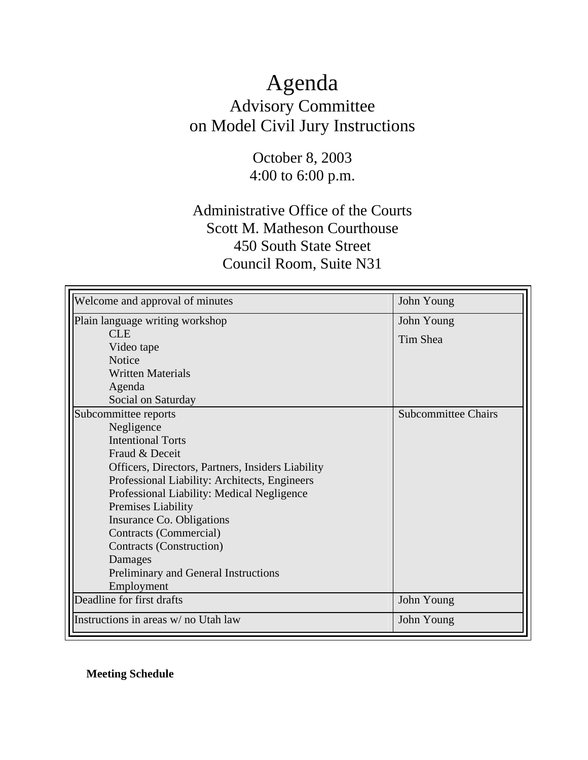# Agenda

## Advisory Committee
## on Model Civil Jury Instructions

October 8, 2003
4:00 to 6:00 p.m.

Administrative Office of the Courts
Scott M. Matheson Courthouse
450 South State Street
Council Room, Suite N31

| Item | Presenter |
| --- | --- |
| Welcome and approval of minutes | John Young |
| Plain language writing workshop<br>CLE<br>Video tape<br>Notice<br>Written Materials<br>Agenda<br>Social on Saturday | John Young<br>Tim Shea |
| Subcommittee reports<br>Negligence<br>Intentional Torts<br>Fraud & Deceit<br>Officers, Directors, Partners, Insiders Liability<br>Professional Liability: Architects, Engineers<br>Professional Liability: Medical Negligence<br>Premises Liability<br>Insurance Co. Obligations<br>Contracts (Commercial)<br>Contracts (Construction)<br>Damages<br>Preliminary and General Instructions<br>Employment | Subcommittee Chairs |
| Deadline for first drafts | John Young |
| Instructions in areas w/ no Utah law | John Young |

**Meeting Schedule**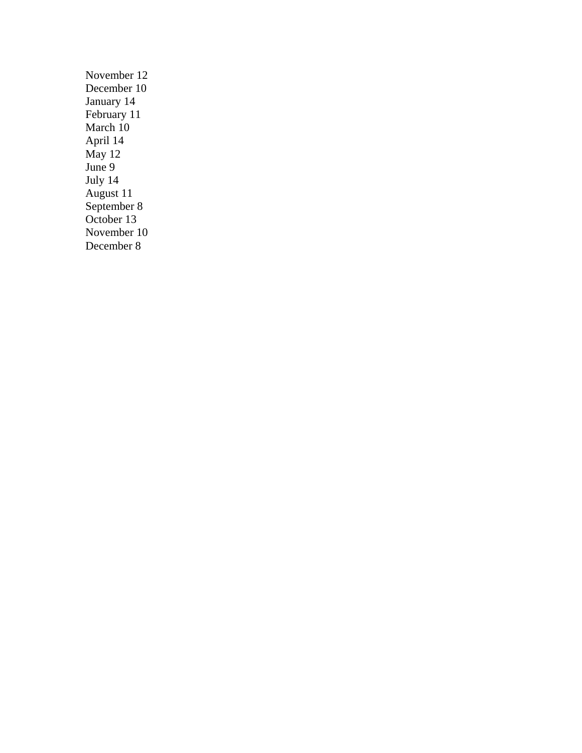November 12
December 10
January 14
February 11
March 10
April 14
May 12
June 9
July 14
August 11
September 8
October 13
November 10
December 8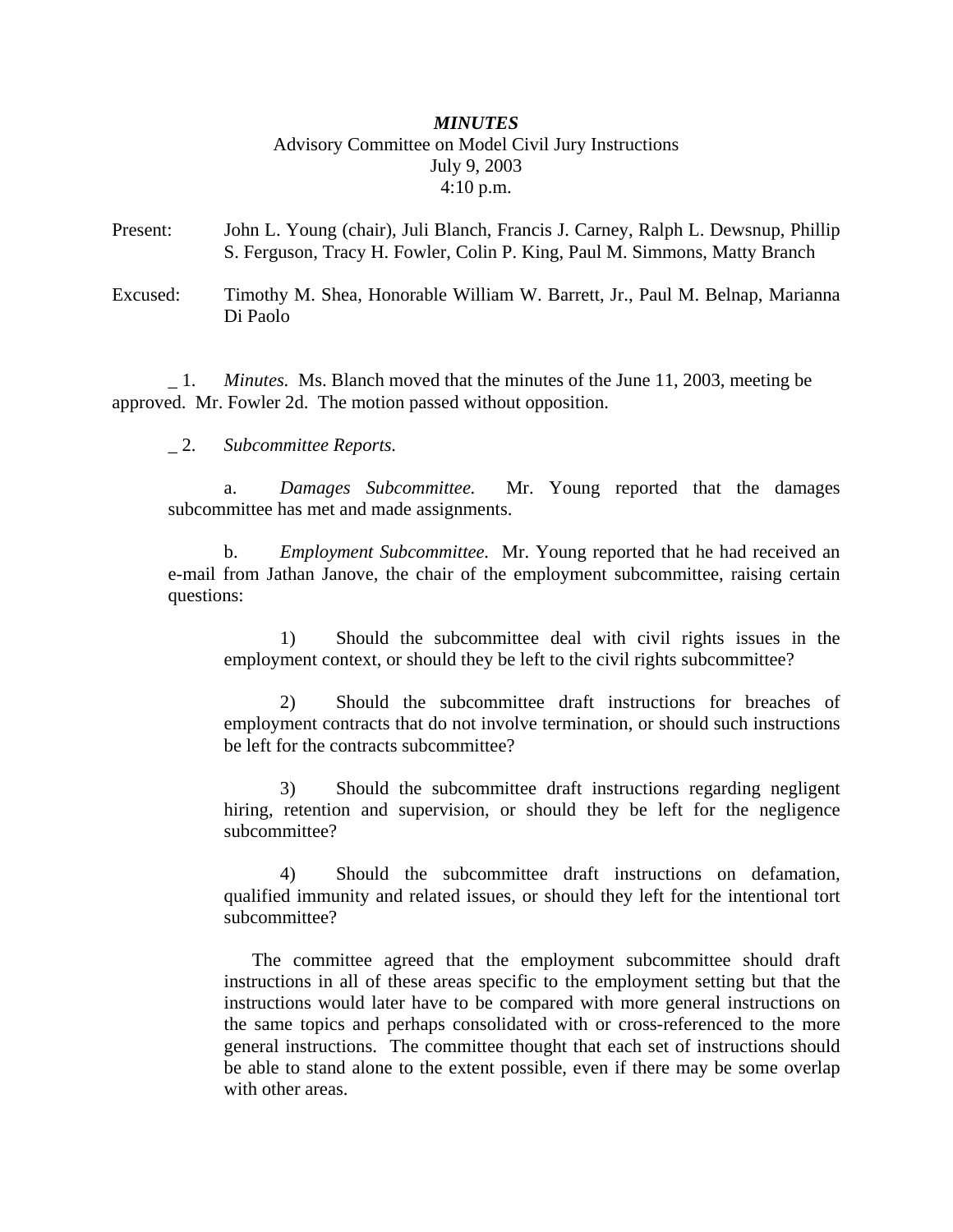***MINUTES***

Advisory Committee on Model Civil Jury Instructions

July 9, 2003

4:10 p.m.

Present: John L. Young (chair), Juli Blanch, Francis J. Carney, Ralph L. Dewsnup, Phillip S. Ferguson, Tracy H. Fowler, Colin P. King, Paul M. Simmons, Matty Branch

Excused: Timothy M. Shea, Honorable William W. Barrett, Jr., Paul M. Belnap, Marianna Di Paolo

_ 1. *Minutes.* Ms. Blanch moved that the minutes of the June 11, 2003, meeting be approved. Mr. Fowler 2d. The motion passed without opposition.

_ 2. *Subcommittee Reports.*

a. *Damages Subcommittee.* Mr. Young reported that the damages subcommittee has met and made assignments.

b. *Employment Subcommittee.* Mr. Young reported that he had received an e-mail from Jathan Janove, the chair of the employment subcommittee, raising certain questions:

1) Should the subcommittee deal with civil rights issues in the employment context, or should they be left to the civil rights subcommittee?

2) Should the subcommittee draft instructions for breaches of employment contracts that do not involve termination, or should such instructions be left for the contracts subcommittee?

3) Should the subcommittee draft instructions regarding negligent hiring, retention and supervision, or should they be left for the negligence subcommittee?

4) Should the subcommittee draft instructions on defamation, qualified immunity and related issues, or should they left for the intentional tort subcommittee?

The committee agreed that the employment subcommittee should draft instructions in all of these areas specific to the employment setting but that the instructions would later have to be compared with more general instructions on the same topics and perhaps consolidated with or cross-referenced to the more general instructions. The committee thought that each set of instructions should be able to stand alone to the extent possible, even if there may be some overlap with other areas.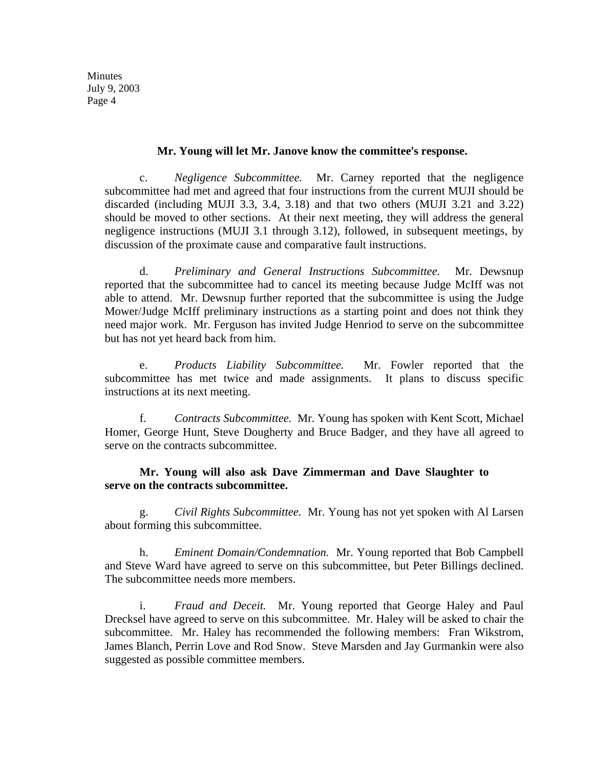**Mr. Young will let Mr. Janove know the committee's response.**

c. *Negligence Subcommittee.* Mr. Carney reported that the negligence subcommittee had met and agreed that four instructions from the current MUJI should be discarded (including MUJI 3.3, 3.4, 3.18) and that two others (MUJI 3.21 and 3.22) should be moved to other sections. At their next meeting, they will address the general negligence instructions (MUJI 3.1 through 3.12), followed, in subsequent meetings, by discussion of the proximate cause and comparative fault instructions.

d. *Preliminary and General Instructions Subcommittee.* Mr. Dewsnup reported that the subcommittee had to cancel its meeting because Judge McIff was not able to attend. Mr. Dewsnup further reported that the subcommittee is using the Judge Mower/Judge McIff preliminary instructions as a starting point and does not think they need major work. Mr. Ferguson has invited Judge Henriod to serve on the subcommittee but has not yet heard back from him.

e. *Products Liability Subcommittee.* Mr. Fowler reported that the subcommittee has met twice and made assignments. It plans to discuss specific instructions at its next meeting.

f. *Contracts Subcommittee.* Mr. Young has spoken with Kent Scott, Michael Homer, George Hunt, Steve Dougherty and Bruce Badger, and they have all agreed to serve on the contracts subcommittee.

**Mr. Young will also ask Dave Zimmerman and Dave Slaughter to serve on the contracts subcommittee.**

g. *Civil Rights Subcommittee.* Mr. Young has not yet spoken with Al Larsen about forming this subcommittee.

h. *Eminent Domain/Condemnation.* Mr. Young reported that Bob Campbell and Steve Ward have agreed to serve on this subcommittee, but Peter Billings declined. The subcommittee needs more members.

i. *Fraud and Deceit.* Mr. Young reported that George Haley and Paul Drecksel have agreed to serve on this subcommittee. Mr. Haley will be asked to chair the subcommittee. Mr. Haley has recommended the following members: Fran Wikstrom, James Blanch, Perrin Love and Rod Snow. Steve Marsden and Jay Gurmankin were also suggested as possible committee members.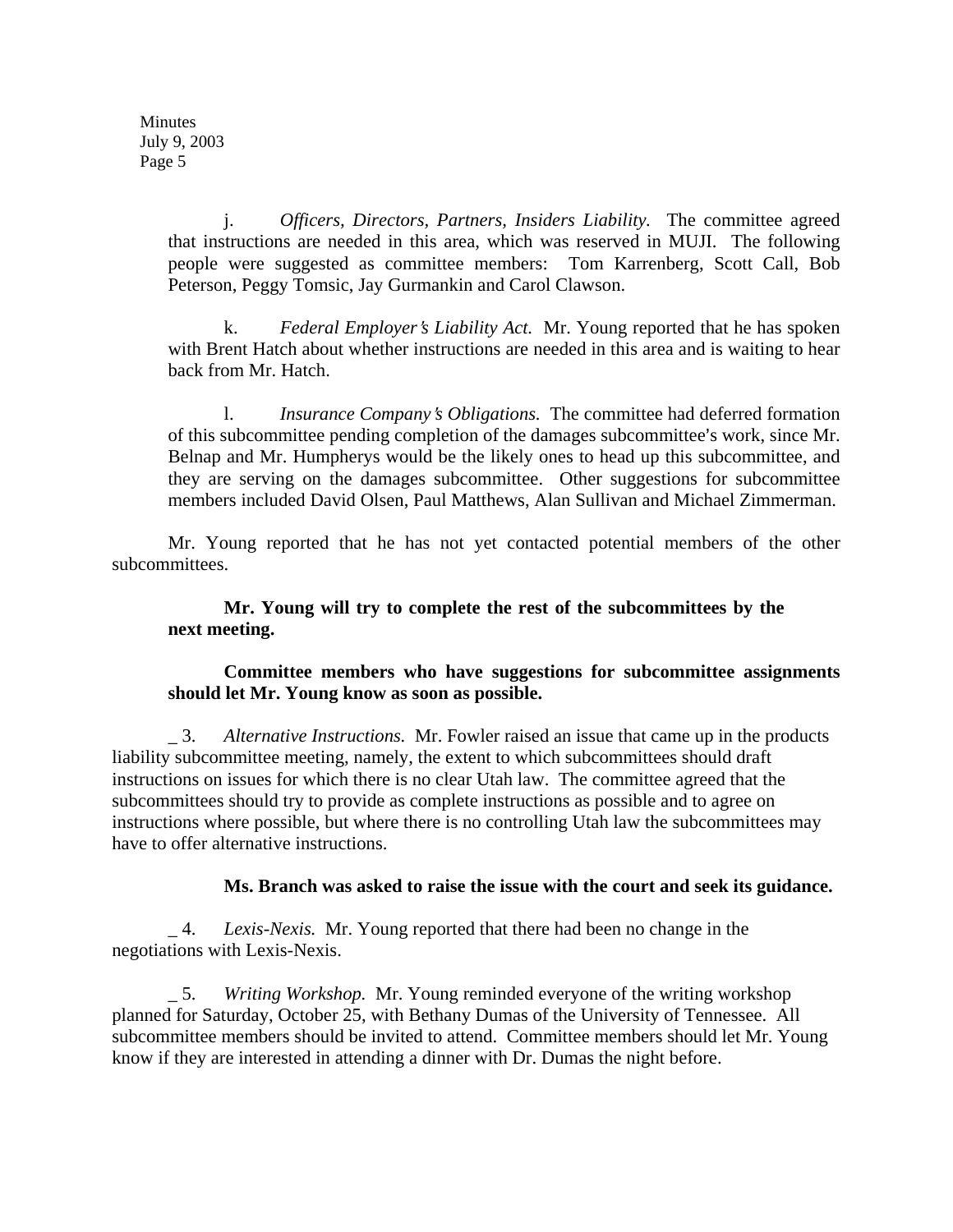j. *Officers, Directors, Partners, Insiders Liability.* The committee agreed that instructions are needed in this area, which was reserved in MUJI. The following people were suggested as committee members: Tom Karrenberg, Scott Call, Bob Peterson, Peggy Tomsic, Jay Gurmankin and Carol Clawson.

k. *Federal Employer's Liability Act.* Mr. Young reported that he has spoken with Brent Hatch about whether instructions are needed in this area and is waiting to hear back from Mr. Hatch.

l. *Insurance Company's Obligations.* The committee had deferred formation of this subcommittee pending completion of the damages subcommittee's work, since Mr. Belnap and Mr. Humpherys would be the likely ones to head up this subcommittee, and they are serving on the damages subcommittee. Other suggestions for subcommittee members included David Olsen, Paul Matthews, Alan Sullivan and Michael Zimmerman.

Mr. Young reported that he has not yet contacted potential members of the other subcommittees.

**Mr. Young will try to complete the rest of the subcommittees by the next meeting.**

**Committee members who have suggestions for subcommittee assignments should let Mr. Young know as soon as possible.**

_ 3. *Alternative Instructions.* Mr. Fowler raised an issue that came up in the products liability subcommittee meeting, namely, the extent to which subcommittees should draft instructions on issues for which there is no clear Utah law. The committee agreed that the subcommittees should try to provide as complete instructions as possible and to agree on instructions where possible, but where there is no controlling Utah law the subcommittees may have to offer alternative instructions.

**Ms. Branch was asked to raise the issue with the court and seek its guidance.**

_ 4. *Lexis-Nexis.* Mr. Young reported that there had been no change in the negotiations with Lexis-Nexis.

_ 5. *Writing Workshop.* Mr. Young reminded everyone of the writing workshop planned for Saturday, October 25, with Bethany Dumas of the University of Tennessee. All subcommittee members should be invited to attend. Committee members should let Mr. Young know if they are interested in attending a dinner with Dr. Dumas the night before.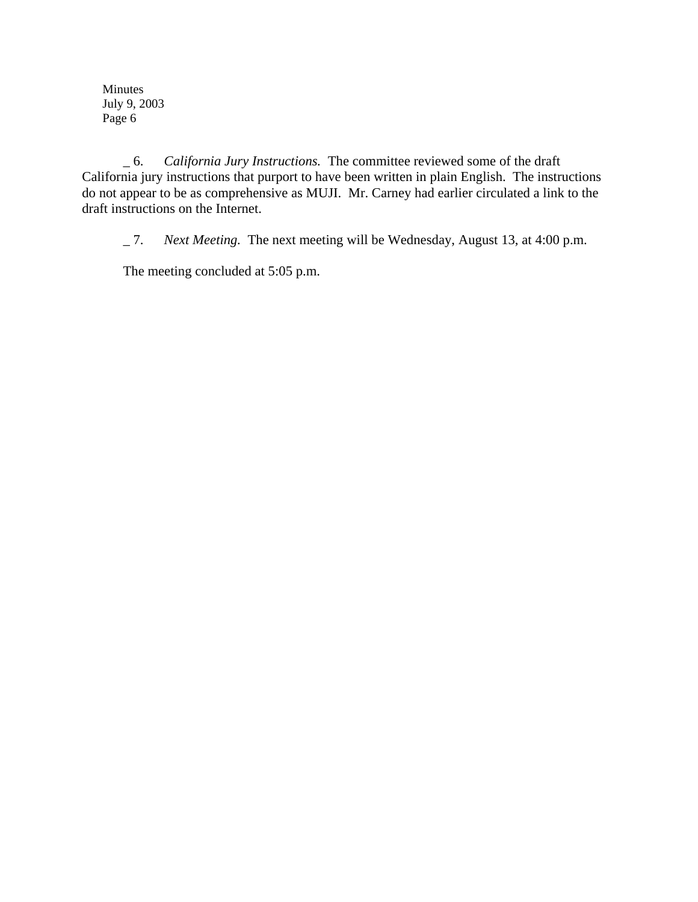_ 6. *California Jury Instructions.* The committee reviewed some of the draft California jury instructions that purport to have been written in plain English. The instructions do not appear to be as comprehensive as MUJI. Mr. Carney had earlier circulated a link to the draft instructions on the Internet.

_ 7. *Next Meeting.* The next meeting will be Wednesday, August 13, at 4:00 p.m.

The meeting concluded at 5:05 p.m.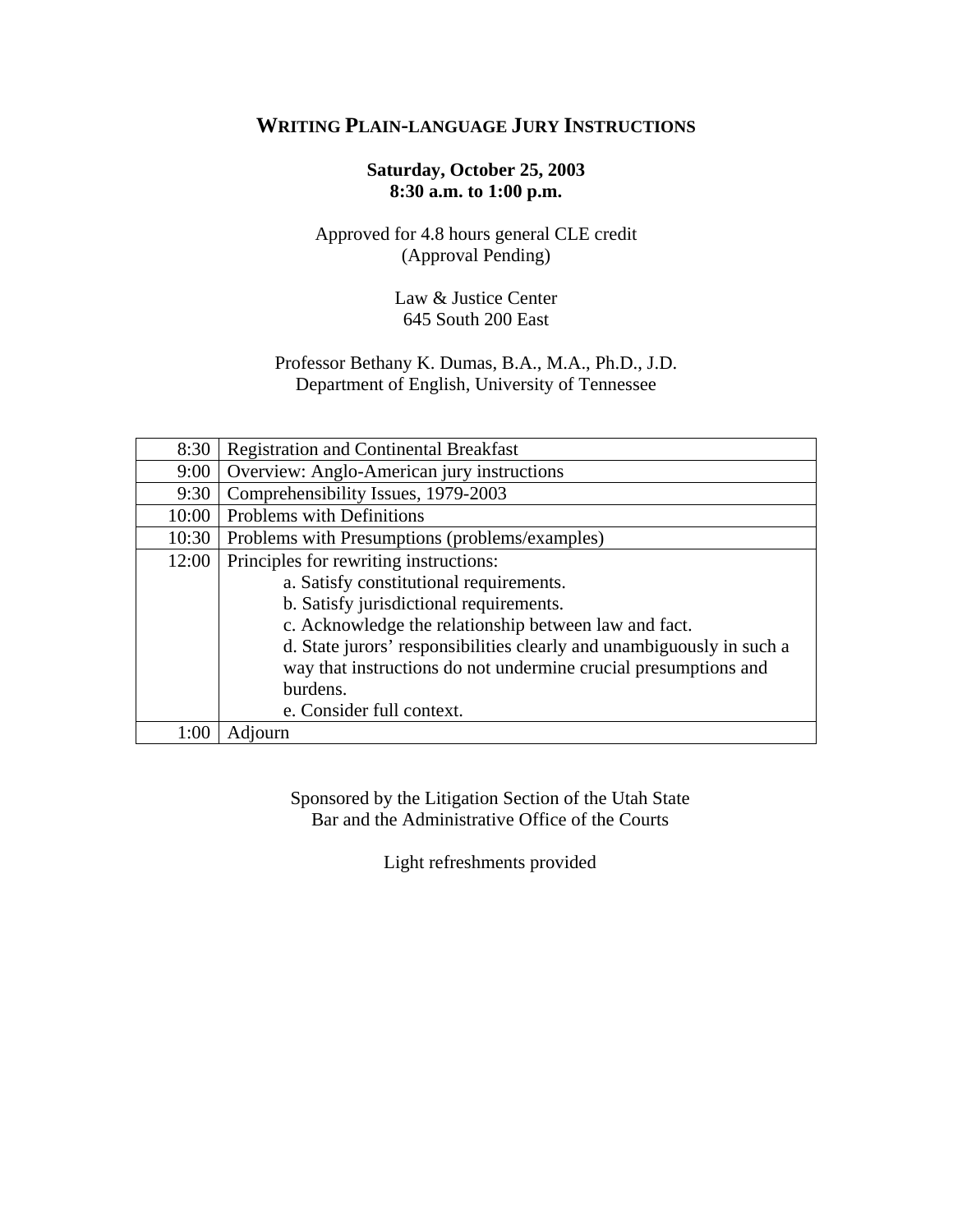# WRITING PLAIN-LANGUAGE JURY INSTRUCTIONS

**Saturday, October 25, 2003**
**8:30 a.m. to 1:00 p.m.**

Approved for 4.8 hours general CLE credit
(Approval Pending)

Law & Justice Center
645 South 200 East

Professor Bethany K. Dumas, B.A., M.A., Ph.D., J.D.
Department of English, University of Tennessee

| | |
|---|---|
| 8:30 | Registration and Continental Breakfast |
| 9:00 | Overview: Anglo-American jury instructions |
| 9:30 | Comprehensibility Issues, 1979-2003 |
| 10:00 | Problems with Definitions |
| 10:30 | Problems with Presumptions (problems/examples) |
| 12:00 | Principles for rewriting instructions:<br>a. Satisfy constitutional requirements.<br>b. Satisfy jurisdictional requirements.<br>c. Acknowledge the relationship between law and fact.<br>d. State jurors' responsibilities clearly and unambiguously in such a way that instructions do not undermine crucial presumptions and burdens.<br>e. Consider full context. |
| 1:00 | Adjourn |

Sponsored by the Litigation Section of the Utah State Bar and the Administrative Office of the Courts

Light refreshments provided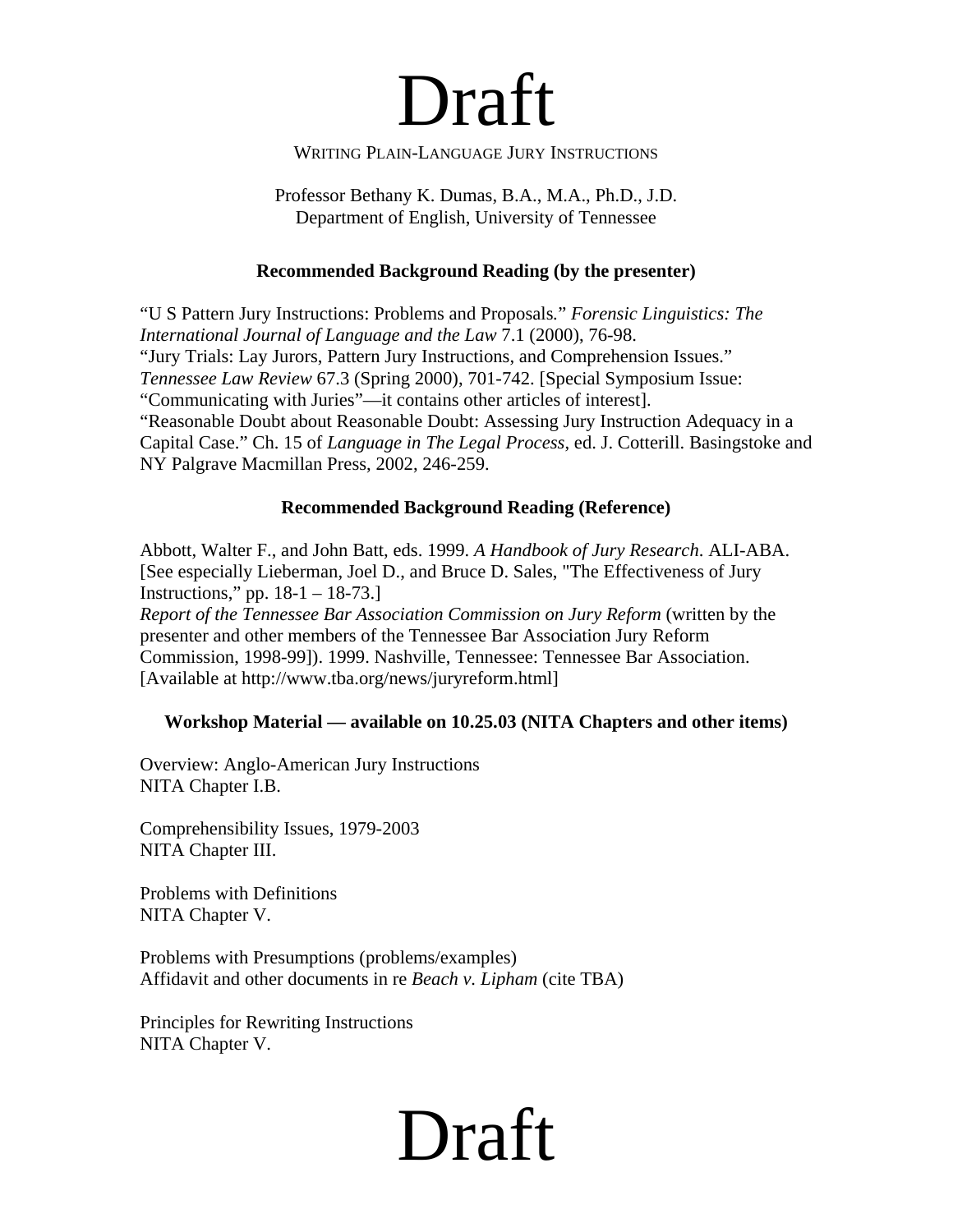# Draft

WRITING PLAIN-LANGUAGE JURY INSTRUCTIONS

Professor Bethany K. Dumas, B.A., M.A., Ph.D., J.D.
Department of English, University of Tennessee

### Recommended Background Reading (by the presenter)

"U S Pattern Jury Instructions: Problems and Proposals." *Forensic Linguistics: The International Journal of Language and the Law* 7.1 (2000), 76-98.
"Jury Trials: Lay Jurors, Pattern Jury Instructions, and Comprehension Issues." *Tennessee Law Review* 67.3 (Spring 2000), 701-742. [Special Symposium Issue: "Communicating with Juries"—it contains other articles of interest].
"Reasonable Doubt about Reasonable Doubt: Assessing Jury Instruction Adequacy in a Capital Case." Ch. 15 of *Language in The Legal Process*, ed. J. Cotterill. Basingstoke and NY Palgrave Macmillan Press, 2002, 246-259.

### Recommended Background Reading (Reference)

Abbott, Walter F., and John Batt, eds. 1999. *A Handbook of Jury Research*. ALI-ABA. [See especially Lieberman, Joel D., and Bruce D. Sales, "The Effectiveness of Jury Instructions," pp. 18-1 – 18-73.]
*Report of the Tennessee Bar Association Commission on Jury Reform* (written by the presenter and other members of the Tennessee Bar Association Jury Reform Commission, 1998-99]). 1999. Nashville, Tennessee: Tennessee Bar Association. [Available at http://www.tba.org/news/juryreform.html]

### Workshop Material — available on 10.25.03 (NITA Chapters and other items)

Overview: Anglo-American Jury Instructions
NITA Chapter I.B.

Comprehensibility Issues, 1979-2003
NITA Chapter III.

Problems with Definitions
NITA Chapter V.

Problems with Presumptions (problems/examples)
Affidavit and other documents in re *Beach v. Lipham* (cite TBA)

Principles for Rewriting Instructions
NITA Chapter V.

# Draft